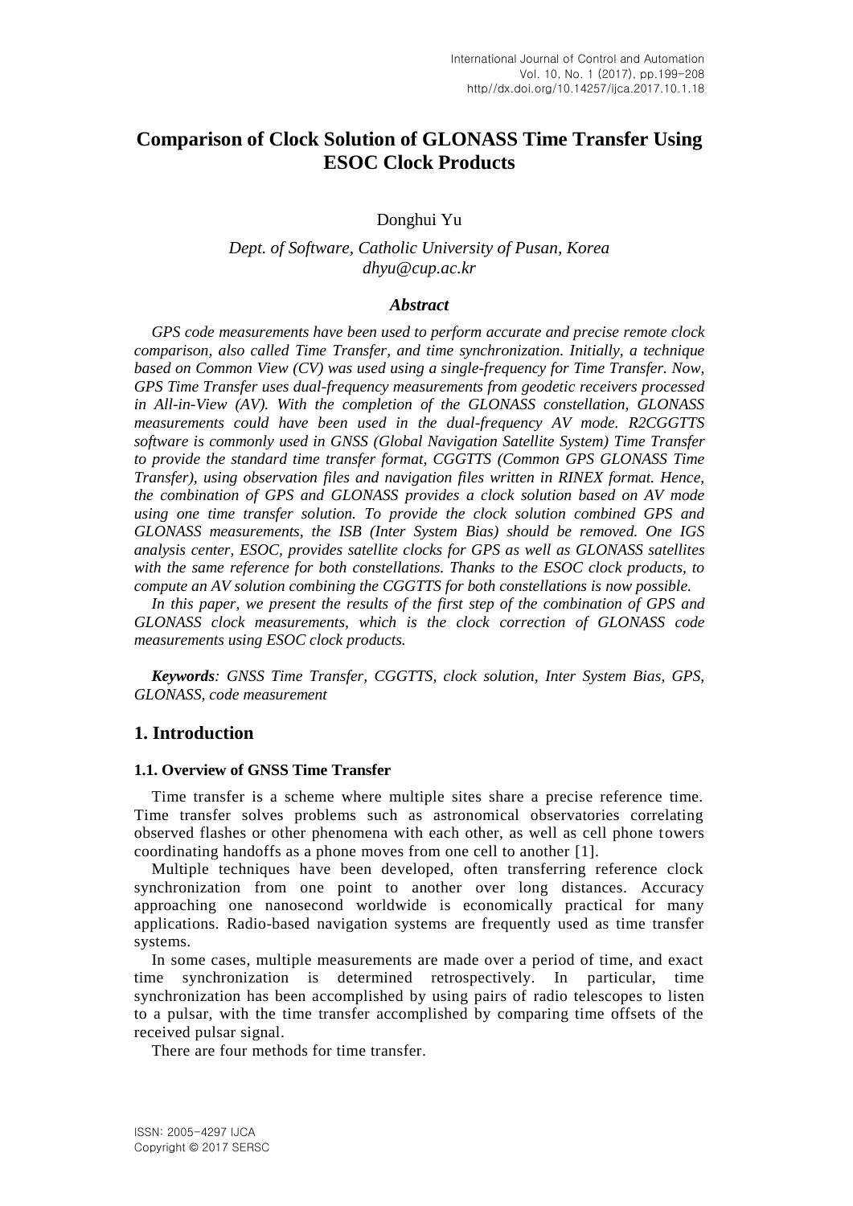# Comparison of Clock Solution of GLONASS Time Transfer Using ESOC Clock Products

Donghui Yu

*Dept. of Software, Catholic University of Pusan, Korea*
*dhyu@cup.ac.kr*

### *Abstract*

*GPS code measurements have been used to perform accurate and precise remote clock comparison, also called Time Transfer, and time synchronization. Initially, a technique based on Common View (CV) was used using a single-frequency for Time Transfer. Now, GPS Time Transfer uses dual-frequency measurements from geodetic receivers processed in All-in-View (AV). With the completion of the GLONASS constellation, GLONASS measurements could have been used in the dual-frequency AV mode. R2CGGTTS software is commonly used in GNSS (Global Navigation Satellite System) Time Transfer to provide the standard time transfer format, CGGTTS (Common GPS GLONASS Time Transfer), using observation files and navigation files written in RINEX format. Hence, the combination of GPS and GLONASS provides a clock solution based on AV mode using one time transfer solution. To provide the clock solution combined GPS and GLONASS measurements, the ISB (Inter System Bias) should be removed. One IGS analysis center, ESOC, provides satellite clocks for GPS as well as GLONASS satellites with the same reference for both constellations. Thanks to the ESOC clock products, to compute an AV solution combining the CGGTTS for both constellations is now possible.*

*In this paper, we present the results of the first step of the combination of GPS and GLONASS clock measurements, which is the clock correction of GLONASS code measurements using ESOC clock products.*

***Keywords****: GNSS Time Transfer, CGGTTS, clock solution, Inter System Bias, GPS, GLONASS, code measurement*

## 1. Introduction

### 1.1. Overview of GNSS Time Transfer

Time transfer is a scheme where multiple sites share a precise reference time. Time transfer solves problems such as astronomical observatories correlating observed flashes or other phenomena with each other, as well as cell phone towers coordinating handoffs as a phone moves from one cell to another [1].

Multiple techniques have been developed, often transferring reference clock synchronization from one point to another over long distances. Accuracy approaching one nanosecond worldwide is economically practical for many applications. Radio-based navigation systems are frequently used as time transfer systems.

In some cases, multiple measurements are made over a period of time, and exact time synchronization is determined retrospectively. In particular, time synchronization has been accomplished by using pairs of radio telescopes to listen to a pulsar, with the time transfer accomplished by comparing time offsets of the received pulsar signal.

There are four methods for time transfer.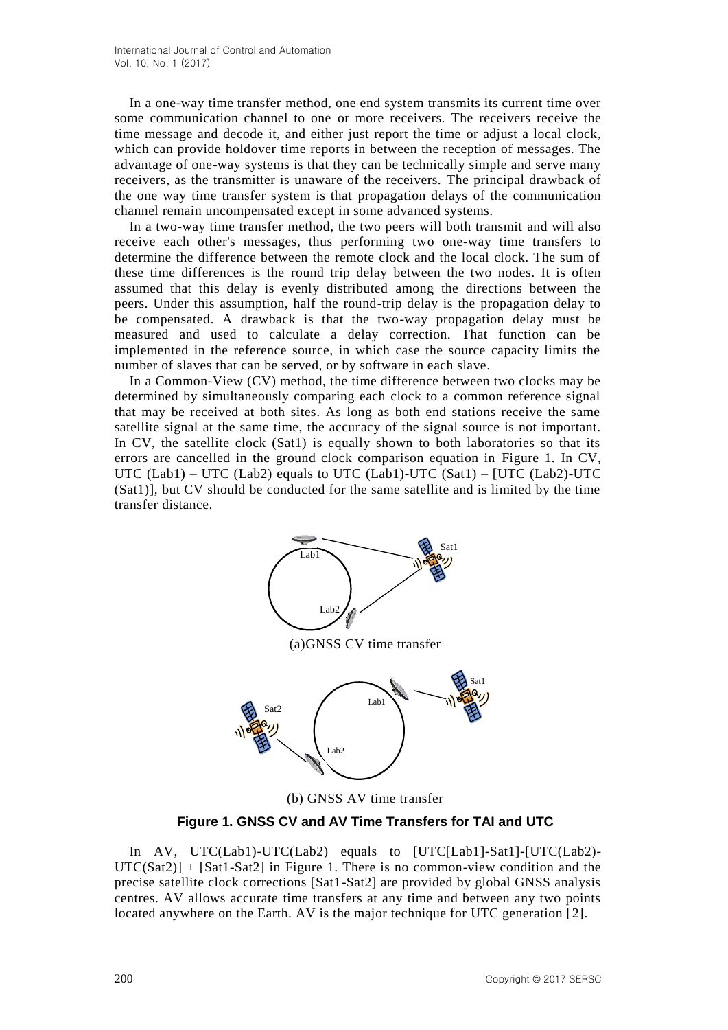In a one-way time transfer method, one end system transmits its current time over some communication channel to one or more receivers. The receivers receive the time message and decode it, and either just report the time or adjust a local clock, which can provide holdover time reports in between the reception of messages. The advantage of one-way systems is that they can be technically simple and serve many receivers, as the transmitter is unaware of the receivers. The principal drawback of the one way time transfer system is that propagation delays of the communication channel remain uncompensated except in some advanced systems.

In a two-way time transfer method, the two peers will both transmit and will also receive each other's messages, thus performing two one-way time transfers to determine the difference between the remote clock and the local clock. The sum of these time differences is the round trip delay between the two nodes. It is often assumed that this delay is evenly distributed among the directions between the peers. Under this assumption, half the round-trip delay is the propagation delay to be compensated. A drawback is that the two-way propagation delay must be measured and used to calculate a delay correction. That function can be implemented in the reference source, in which case the source capacity limits the number of slaves that can be served, or by software in each slave.

In a Common-View (CV) method, the time difference between two clocks may be determined by simultaneously comparing each clock to a common reference signal that may be received at both sites. As long as both end stations receive the same satellite signal at the same time, the accuracy of the signal source is not important. In CV, the satellite clock (Sat1) is equally shown to both laboratories so that its errors are cancelled in the ground clock comparison equation in Figure 1. In CV, UTC (Lab1) – UTC (Lab2) equals to UTC (Lab1)-UTC (Sat1) – [UTC (Lab2)-UTC (Sat1)], but CV should be conducted for the same satellite and is limited by the time transfer distance.

(a)GNSS CV time transfer

(b) GNSS AV time transfer

**Figure 1. GNSS CV and AV Time Transfers for TAI and UTC**

In AV, UTC(Lab1)-UTC(Lab2) equals to [UTC[Lab1]-Sat1]-[UTC(Lab2)-UTC(Sat2)] + [Sat1-Sat2] in Figure 1. There is no common-view condition and the precise satellite clock corrections [Sat1-Sat2] are provided by global GNSS analysis centres. AV allows accurate time transfers at any time and between any two points located anywhere on the Earth. AV is the major technique for UTC generation [2].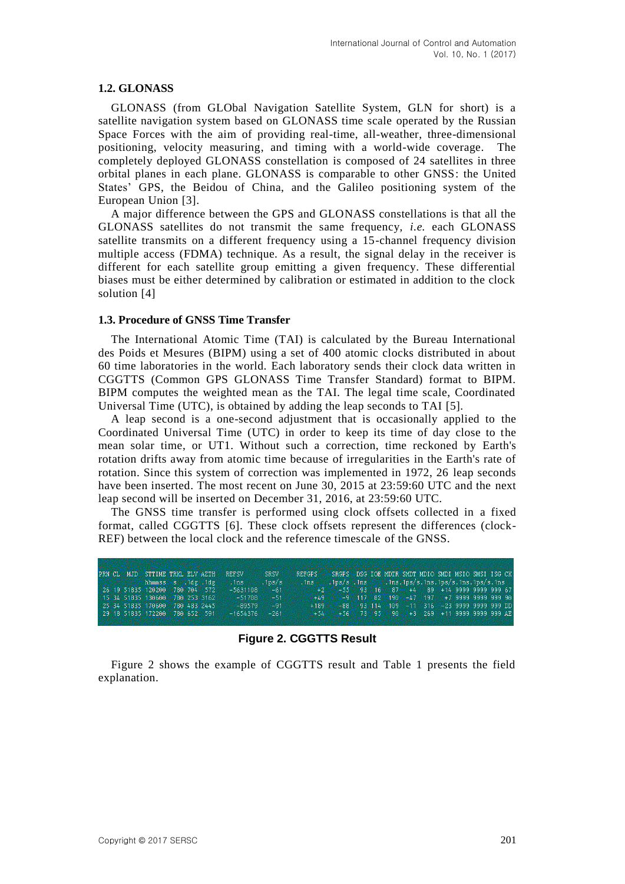### 1.2. GLONASS

GLONASS (from GLObal Navigation Satellite System, GLN for short) is a satellite navigation system based on GLONASS time scale operated by the Russian Space Forces with the aim of providing real-time, all-weather, three-dimensional positioning, velocity measuring, and timing with a world-wide coverage. The completely deployed GLONASS constellation is composed of 24 satellites in three orbital planes in each plane. GLONASS is comparable to other GNSS: the United States' GPS, the Beidou of China, and the Galileo positioning system of the European Union [3].

A major difference between the GPS and GLONASS constellations is that all the GLONASS satellites do not transmit the same frequency, *i.e.* each GLONASS satellite transmits on a different frequency using a 15-channel frequency division multiple access (FDMA) technique. As a result, the signal delay in the receiver is different for each satellite group emitting a given frequency. These differential biases must be either determined by calibration or estimated in addition to the clock solution [4]

### 1.3. Procedure of GNSS Time Transfer

The International Atomic Time (TAI) is calculated by the Bureau International des Poids et Mesures (BIPM) using a set of 400 atomic clocks distributed in about 60 time laboratories in the world. Each laboratory sends their clock data written in CGGTTS (Common GPS GLONASS Time Transfer Standard) format to BIPM. BIPM computes the weighted mean as the TAI. The legal time scale, Coordinated Universal Time (UTC), is obtained by adding the leap seconds to TAI [5].

A leap second is a one-second adjustment that is occasionally applied to the Coordinated Universal Time (UTC) in order to keep its time of day close to the mean solar time, or UT1. Without such a correction, time reckoned by Earth's rotation drifts away from atomic time because of irregularities in the Earth's rate of rotation. Since this system of correction was implemented in 1972, 26 leap seconds have been inserted. The most recent on June 30, 2015 at 23:59:60 UTC and the next leap second will be inserted on December 31, 2016, at 23:59:60 UTC.

The GNSS time transfer is performed using clock offsets collected in a fixed format, called CGGTTS [6]. These clock offsets represent the differences (clock-REF) between the local clock and the reference timescale of the GNSS.

```
PRN CL  MJD  STTIME TRKL ELV AZTH   REFSV      SRSV     REFGPS    SRGPS  DSG IOE MDTR SMDT MDIO SMDI MSIO SMSI ISG CK
             hhmmss  s  .1dg .1dg    .1ns     .1ps/s     .1ns    .1ps/s .1ns     .1ns.1ps/s.1ns.1ps/s.1ns.1ps/s.1ns
 26 19 51835 120200  780 704  572   -5631108    -61        +2      -55   93  16   87   +4   89  +14 9999 9999 999 67
 15 34 51835 130600  780 253 3162     -51708    -51       +49       -9  117  82  190  -47  197   +7 9999 9999 999 90
 25 34 51835 170600  780 483 2445     -89579    -91      +189      -88   93 114  109  -11  316  -23 9999 9999 999 DD
 29 18 51835 172200  780 652  591   -1654376   -261       +54      +56   73  95   90   +3  269  +11 9999 9999 999 AE
```

**Figure 2. CGGTTS Result**

Figure 2 shows the example of CGGTTS result and Table 1 presents the field explanation.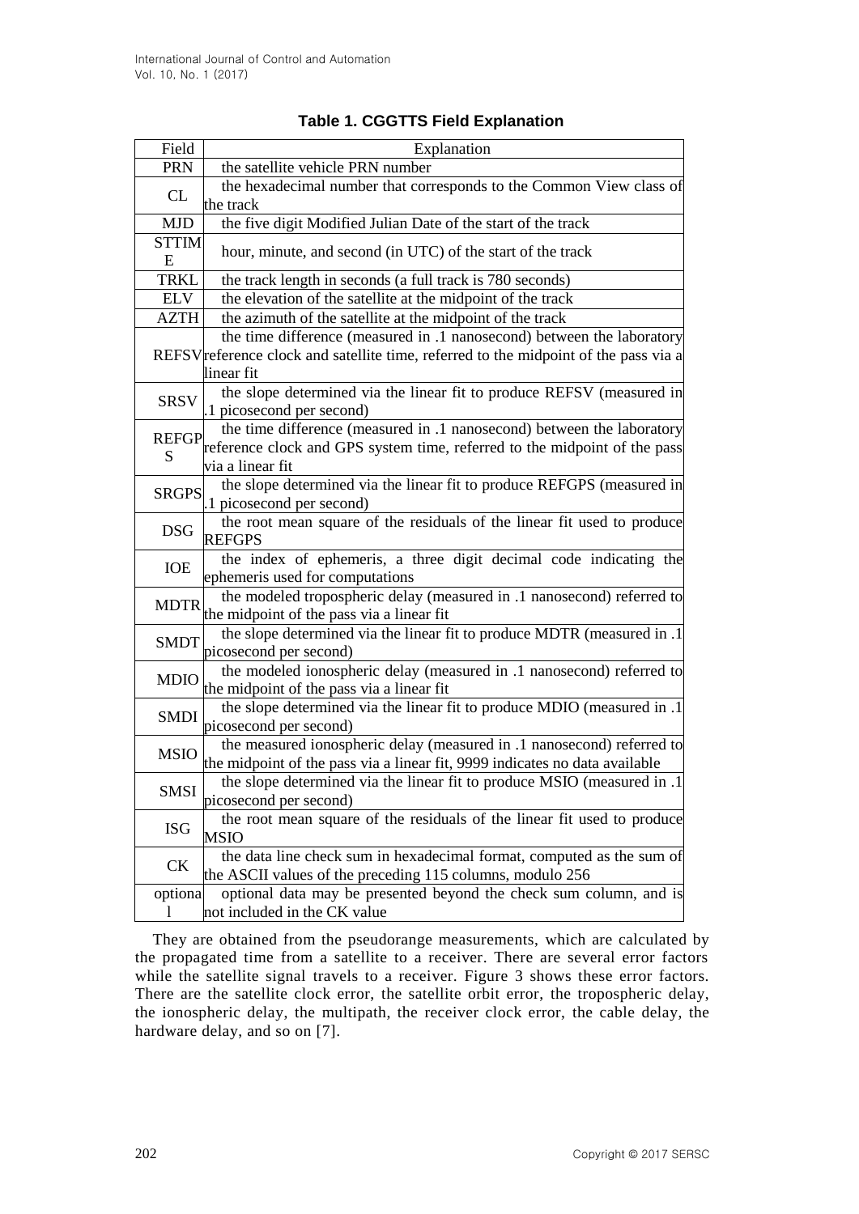**Table 1. CGGTTS Field Explanation**

| Field | Explanation |
| --- | --- |
| PRN | the satellite vehicle PRN number |
| CL | the hexadecimal number that corresponds to the Common View class of the track |
| MJD | the five digit Modified Julian Date of the start of the track |
| STTIME | hour, minute, and second (in UTC) of the start of the track |
| TRKL | the track length in seconds (a full track is 780 seconds) |
| ELV | the elevation of the satellite at the midpoint of the track |
| AZTH | the azimuth of the satellite at the midpoint of the track |
| REFSV | the time difference (measured in .1 nanosecond) between the laboratory reference clock and satellite time, referred to the midpoint of the pass via a linear fit |
| SRSV | the slope determined via the linear fit to produce REFSV (measured in .1 picosecond per second) |
| REFGPS | the time difference (measured in .1 nanosecond) between the laboratory reference clock and GPS system time, referred to the midpoint of the pass via a linear fit |
| SRGPS | the slope determined via the linear fit to produce REFGPS (measured in .1 picosecond per second) |
| DSG | the root mean square of the residuals of the linear fit used to produce REFGPS |
| IOE | the index of ephemeris, a three digit decimal code indicating the ephemeris used for computations |
| MDTR | the modeled tropospheric delay (measured in .1 nanosecond) referred to the midpoint of the pass via a linear fit |
| SMDT | the slope determined via the linear fit to produce MDTR (measured in .1 picosecond per second) |
| MDIO | the modeled ionospheric delay (measured in .1 nanosecond) referred to the midpoint of the pass via a linear fit |
| SMDI | the slope determined via the linear fit to produce MDIO (measured in .1 picosecond per second) |
| MSIO | the measured ionospheric delay (measured in .1 nanosecond) referred to the midpoint of the pass via a linear fit, 9999 indicates no data available |
| SMSI | the slope determined via the linear fit to produce MSIO (measured in .1 picosecond per second) |
| ISG | the root mean square of the residuals of the linear fit used to produce MSIO |
| CK | the data line check sum in hexadecimal format, computed as the sum of the ASCII values of the preceding 115 columns, modulo 256 |
| optional | optional data may be presented beyond the check sum column, and is not included in the CK value |

They are obtained from the pseudorange measurements, which are calculated by the propagated time from a satellite to a receiver. There are several error factors while the satellite signal travels to a receiver. Figure 3 shows these error factors. There are the satellite clock error, the satellite orbit error, the tropospheric delay, the ionospheric delay, the multipath, the receiver clock error, the cable delay, the hardware delay, and so on [7].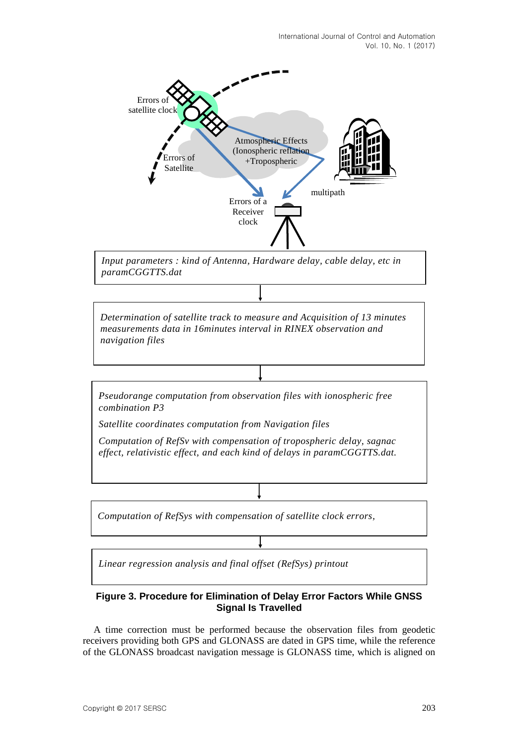Errors of satellite clock

Atmospheric Effects (Ionospheric reflation +Tropospheric

Errors of Satellite

multipath

Errors of a Receiver clock

*Input parameters : kind of Antenna, Hardware delay, cable delay, etc in paramCGGTTS.dat*

↓

*Determination of satellite track to measure and Acquisition of 13 minutes measurements data in 16minutes interval in RINEX observation and navigation files*

↓

*Pseudorange computation from observation files with ionospheric free combination P3*

*Satellite coordinates computation from Navigation files*

*Computation of RefSv with compensation of tropospheric delay, sagnac effect, relativistic effect, and each kind of delays in paramCGGTTS.dat.*

↓

*Computation of RefSys with compensation of satellite clock errors,*

↓

*Linear regression analysis and final offset (RefSys) printout*

**Figure 3. Procedure for Elimination of Delay Error Factors While GNSS Signal Is Travelled**

A time correction must be performed because the observation files from geodetic receivers providing both GPS and GLONASS are dated in GPS time, while the reference of the GLONASS broadcast navigation message is GLONASS time, which is aligned on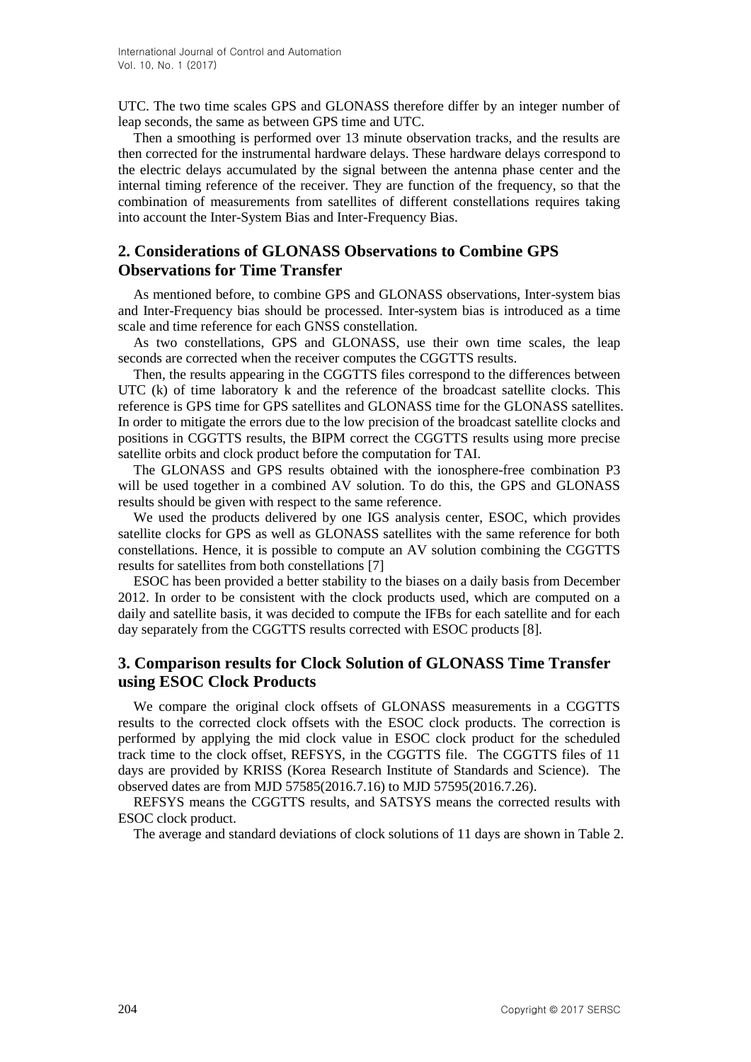UTC. The two time scales GPS and GLONASS therefore differ by an integer number of leap seconds, the same as between GPS time and UTC.

Then a smoothing is performed over 13 minute observation tracks, and the results are then corrected for the instrumental hardware delays. These hardware delays correspond to the electric delays accumulated by the signal between the antenna phase center and the internal timing reference of the receiver. They are function of the frequency, so that the combination of measurements from satellites of different constellations requires taking into account the Inter-System Bias and Inter-Frequency Bias.

## 2. Considerations of GLONASS Observations to Combine GPS Observations for Time Transfer

As mentioned before, to combine GPS and GLONASS observations, Inter-system bias and Inter-Frequency bias should be processed. Inter-system bias is introduced as a time scale and time reference for each GNSS constellation.

As two constellations, GPS and GLONASS, use their own time scales, the leap seconds are corrected when the receiver computes the CGGTTS results.

Then, the results appearing in the CGGTTS files correspond to the differences between UTC (k) of time laboratory k and the reference of the broadcast satellite clocks. This reference is GPS time for GPS satellites and GLONASS time for the GLONASS satellites. In order to mitigate the errors due to the low precision of the broadcast satellite clocks and positions in CGGTTS results, the BIPM correct the CGGTTS results using more precise satellite orbits and clock product before the computation for TAI.

The GLONASS and GPS results obtained with the ionosphere-free combination P3 will be used together in a combined AV solution. To do this, the GPS and GLONASS results should be given with respect to the same reference.

We used the products delivered by one IGS analysis center, ESOC, which provides satellite clocks for GPS as well as GLONASS satellites with the same reference for both constellations. Hence, it is possible to compute an AV solution combining the CGGTTS results for satellites from both constellations [7]

ESOC has been provided a better stability to the biases on a daily basis from December 2012. In order to be consistent with the clock products used, which are computed on a daily and satellite basis, it was decided to compute the IFBs for each satellite and for each day separately from the CGGTTS results corrected with ESOC products [8].

## 3. Comparison results for Clock Solution of GLONASS Time Transfer using ESOC Clock Products

We compare the original clock offsets of GLONASS measurements in a CGGTTS results to the corrected clock offsets with the ESOC clock products. The correction is performed by applying the mid clock value in ESOC clock product for the scheduled track time to the clock offset, REFSYS, in the CGGTTS file. The CGGTTS files of 11 days are provided by KRISS (Korea Research Institute of Standards and Science). The observed dates are from MJD 57585(2016.7.16) to MJD 57595(2016.7.26).

REFSYS means the CGGTTS results, and SATSYS means the corrected results with ESOC clock product.

The average and standard deviations of clock solutions of 11 days are shown in Table 2.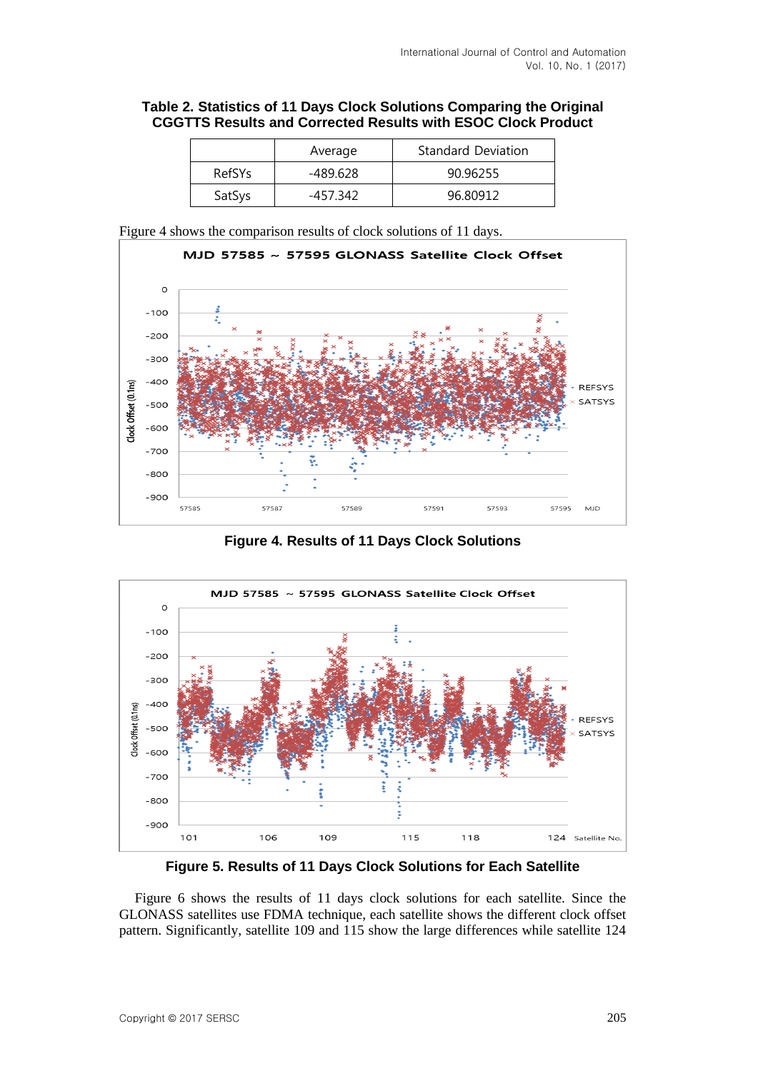**Table 2. Statistics of 11 Days Clock Solutions Comparing the Original CGGTTS Results and Corrected Results with ESOC Clock Product**

| | Average | Standard Deviation |
|---|---|---|
| RefSYs | -489.628 | 90.96255 |
| SatSys | -457.342 | 96.80912 |

Figure 4 shows the comparison results of clock solutions of 11 days.

**Figure 4. Results of 11 Days Clock Solutions**

**Figure 5. Results of 11 Days Clock Solutions for Each Satellite**

Figure 6 shows the results of 11 days clock solutions for each satellite. Since the GLONASS satellites use FDMA technique, each satellite shows the different clock offset pattern. Significantly, satellite 109 and 115 show the large differences while satellite 124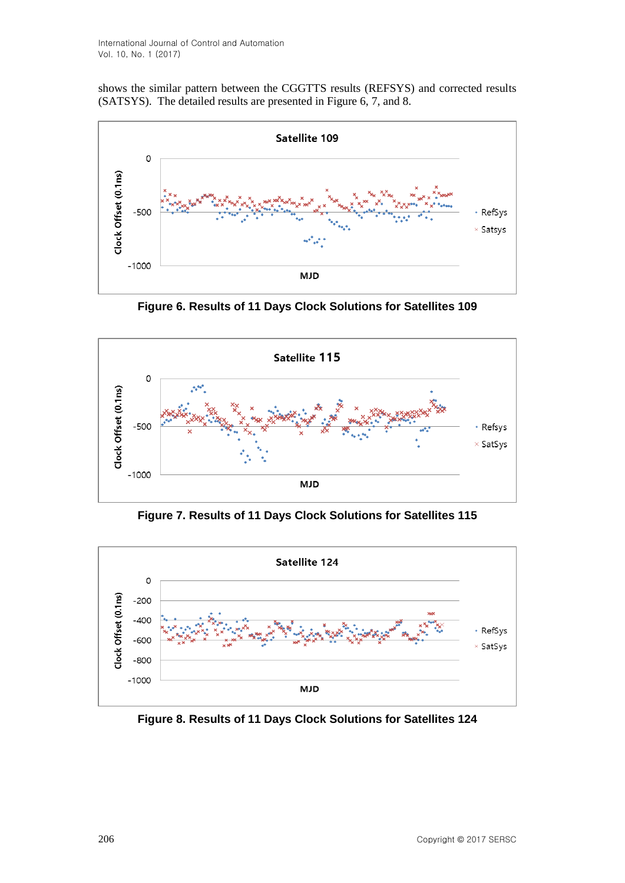shows the similar pattern between the CGGTTS results (REFSYS) and corrected results (SATSYS). The detailed results are presented in Figure 6, 7, and 8.

**Figure 6. Results of 11 Days Clock Solutions for Satellites 109**

**Figure 7. Results of 11 Days Clock Solutions for Satellites 115**

**Figure 8. Results of 11 Days Clock Solutions for Satellites 124**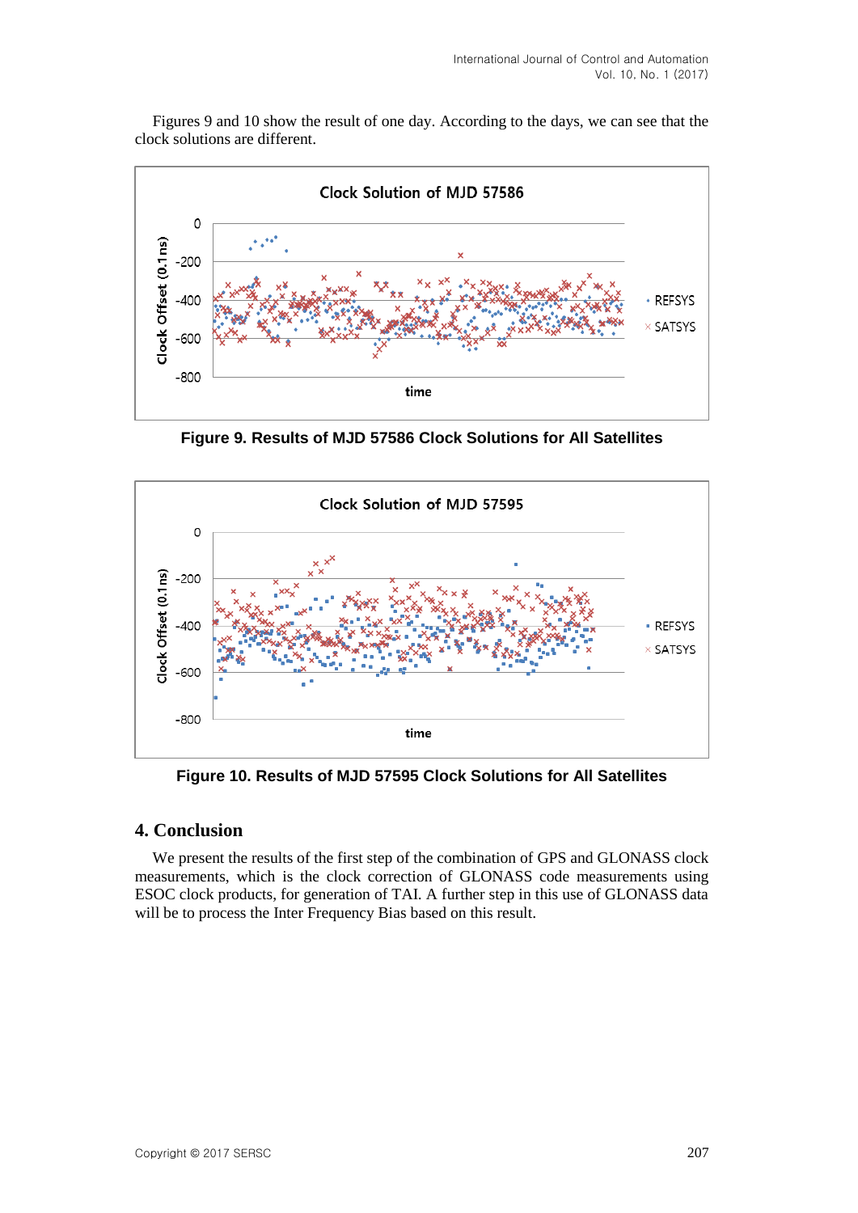Figures 9 and 10 show the result of one day. According to the days, we can see that the clock solutions are different.

**Figure 9. Results of MJD 57586 Clock Solutions for All Satellites**

**Figure 10. Results of MJD 57595 Clock Solutions for All Satellites**

## 4. Conclusion

We present the results of the first step of the combination of GPS and GLONASS clock measurements, which is the clock correction of GLONASS code measurements using ESOC clock products, for generation of TAI. A further step in this use of GLONASS data will be to process the Inter Frequency Bias based on this result.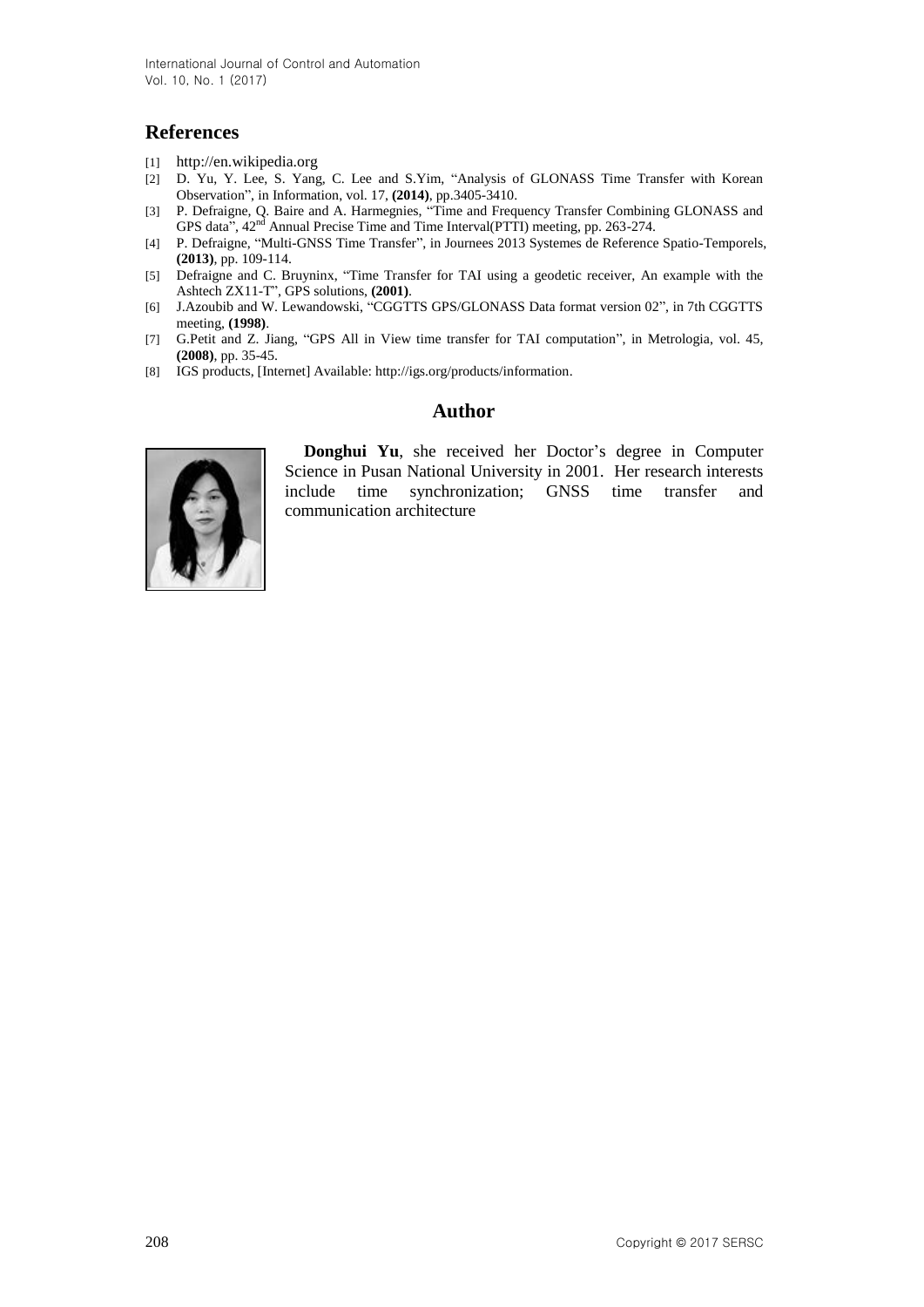## References

[1] http://en.wikipedia.org

[2] D. Yu, Y. Lee, S. Yang, C. Lee and S.Yim, "Analysis of GLONASS Time Transfer with Korean Observation", in Information, vol. 17, **(2014)**, pp.3405-3410.

[3] P. Defraigne, Q. Baire and A. Harmegnies, "Time and Frequency Transfer Combining GLONASS and GPS data", 42nd Annual Precise Time and Time Interval(PTTI) meeting, pp. 263-274.

[4] P. Defraigne, "Multi-GNSS Time Transfer", in Journees 2013 Systemes de Reference Spatio-Temporels, **(2013)**, pp. 109-114.

[5] Defraigne and C. Bruyninx, "Time Transfer for TAI using a geodetic receiver, An example with the Ashtech ZX11-T", GPS solutions, **(2001)**.

[6] J.Azoubib and W. Lewandowski, "CGGTTS GPS/GLONASS Data format version 02", in 7th CGGTTS meeting, **(1998)**.

[7] G.Petit and Z. Jiang, "GPS All in View time transfer for TAI computation", in Metrologia, vol. 45, **(2008)**, pp. 35-45.

[8] IGS products, [Internet] Available: http://igs.org/products/information.

## Author

**Donghui Yu**, she received her Doctor's degree in Computer Science in Pusan National University in 2001. Her research interests include time synchronization; GNSS time transfer and communication architecture